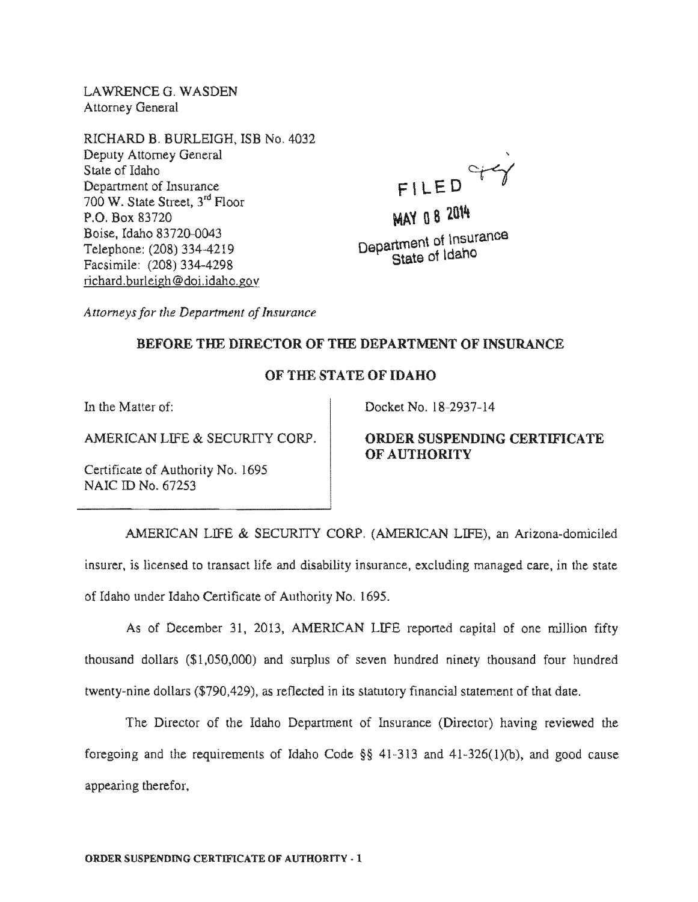LAWRENCE G. WASDEN
Attorney General

RICHARD B. BURLEIGH, ISB No. 4032
Deputy Attorney General
State of Idaho
Department of Insurance
700 W. State Street, 3rd Floor
P.O. Box 83720
Boise, Idaho 83720-0043
Telephone: (208) 334-4219
Facsimile: (208) 334-4298
richard.burleigh@doi.idaho.gov

FILED
MAY 08 2014
Department of Insurance
State of Idaho

*Attorneys for the Department of Insurance*

**BEFORE THE DIRECTOR OF THE DEPARTMENT OF INSURANCE**

**OF THE STATE OF IDAHO**

In the Matter of:

AMERICAN LIFE & SECURITY CORP.

Certificate of Authority No. 1695
NAIC ID No. 67253

Docket No. 18-2937-14

**ORDER SUSPENDING CERTIFICATE OF AUTHORITY**

AMERICAN LIFE & SECURITY CORP. (AMERICAN LIFE), an Arizona-domiciled insurer, is licensed to transact life and disability insurance, excluding managed care, in the state of Idaho under Idaho Certificate of Authority No. 1695.

As of December 31, 2013, AMERICAN LIFE reported capital of one million fifty thousand dollars ($1,050,000) and surplus of seven hundred ninety thousand four hundred twenty-nine dollars ($790,429), as reflected in its statutory financial statement of that date.

The Director of the Idaho Department of Insurance (Director) having reviewed the foregoing and the requirements of Idaho Code §§ 41-313 and 41-326(1)(b), and good cause appearing therefor,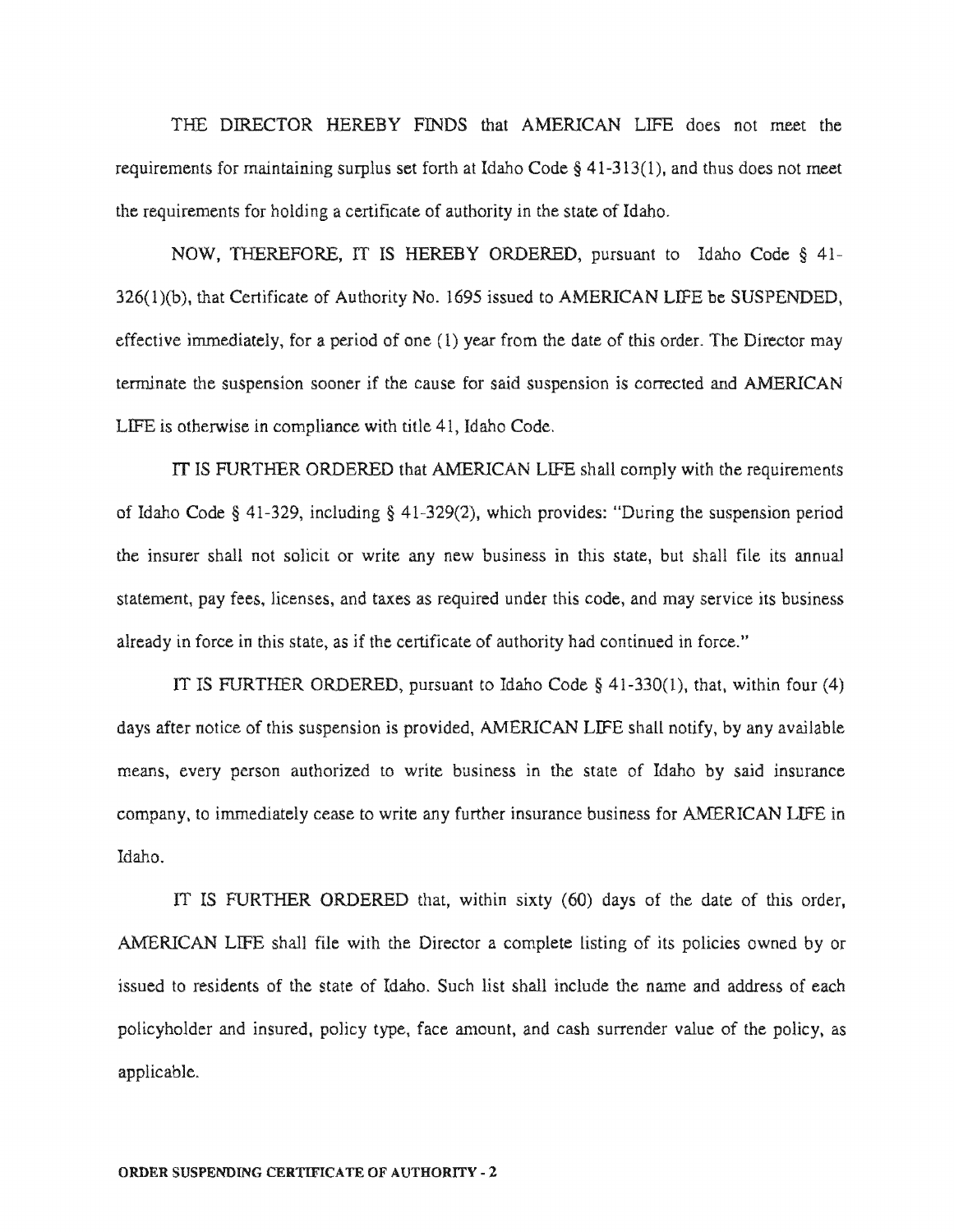THE DIRECTOR HEREBY FINDS that AMERICAN LIFE does not meet the requirements for maintaining surplus set forth at Idaho Code § 41-313(1), and thus does not meet the requirements for holding a certificate of authority in the state of Idaho.

NOW, THEREFORE, IT IS HEREBY ORDERED, pursuant to Idaho Code § 41-326(1)(b), that Certificate of Authority No. 1695 issued to AMERICAN LIFE be SUSPENDED, effective immediately, for a period of one (1) year from the date of this order. The Director may terminate the suspension sooner if the cause for said suspension is corrected and AMERICAN LIFE is otherwise in compliance with title 41, Idaho Code.

IT IS FURTHER ORDERED that AMERICAN LIFE shall comply with the requirements of Idaho Code § 41-329, including § 41-329(2), which provides: "During the suspension period the insurer shall not solicit or write any new business in this state, but shall file its annual statement, pay fees, licenses, and taxes as required under this code, and may service its business already in force in this state, as if the certificate of authority had continued in force."

IT IS FURTHER ORDERED, pursuant to Idaho Code § 41-330(1), that, within four (4) days after notice of this suspension is provided, AMERICAN LIFE shall notify, by any available means, every person authorized to write business in the state of Idaho by said insurance company, to immediately cease to write any further insurance business for AMERICAN LIFE in Idaho.

IT IS FURTHER ORDERED that, within sixty (60) days of the date of this order, AMERICAN LIFE shall file with the Director a complete listing of its policies owned by or issued to residents of the state of Idaho. Such list shall include the name and address of each policyholder and insured, policy type, face amount, and cash surrender value of the policy, as applicable.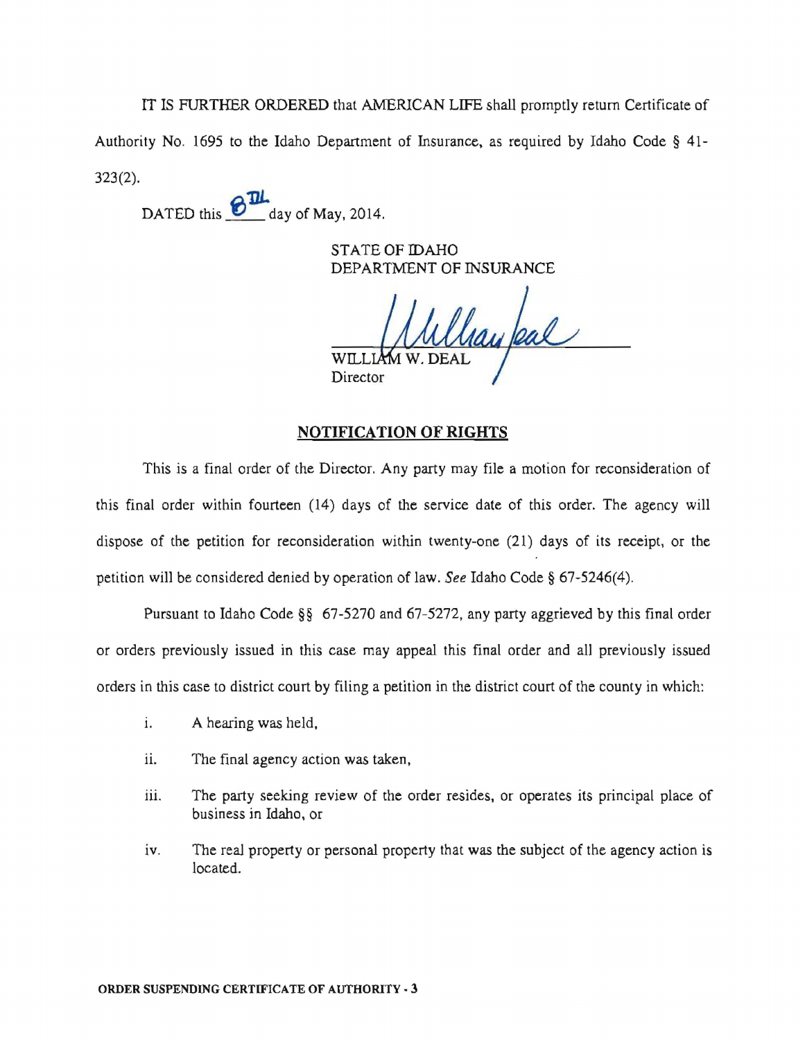IT IS FURTHER ORDERED that AMERICAN LIFE shall promptly return Certificate of Authority No. 1695 to the Idaho Department of Insurance, as required by Idaho Code § 41-323(2).

DATED this 8th day of May, 2014.

STATE OF IDAHO
DEPARTMENT OF INSURANCE

WILLIAM W. DEAL
Director

## NOTIFICATION OF RIGHTS

This is a final order of the Director. Any party may file a motion for reconsideration of this final order within fourteen (14) days of the service date of this order. The agency will dispose of the petition for reconsideration within twenty-one (21) days of its receipt, or the petition will be considered denied by operation of law. *See* Idaho Code § 67-5246(4).

Pursuant to Idaho Code §§ 67-5270 and 67-5272, any party aggrieved by this final order or orders previously issued in this case may appeal this final order and all previously issued orders in this case to district court by filing a petition in the district court of the county in which:

i. A hearing was held,

ii. The final agency action was taken,

iii. The party seeking review of the order resides, or operates its principal place of business in Idaho, or

iv. The real property or personal property that was the subject of the agency action is located.

**ORDER SUSPENDING CERTIFICATE OF AUTHORITY - 3**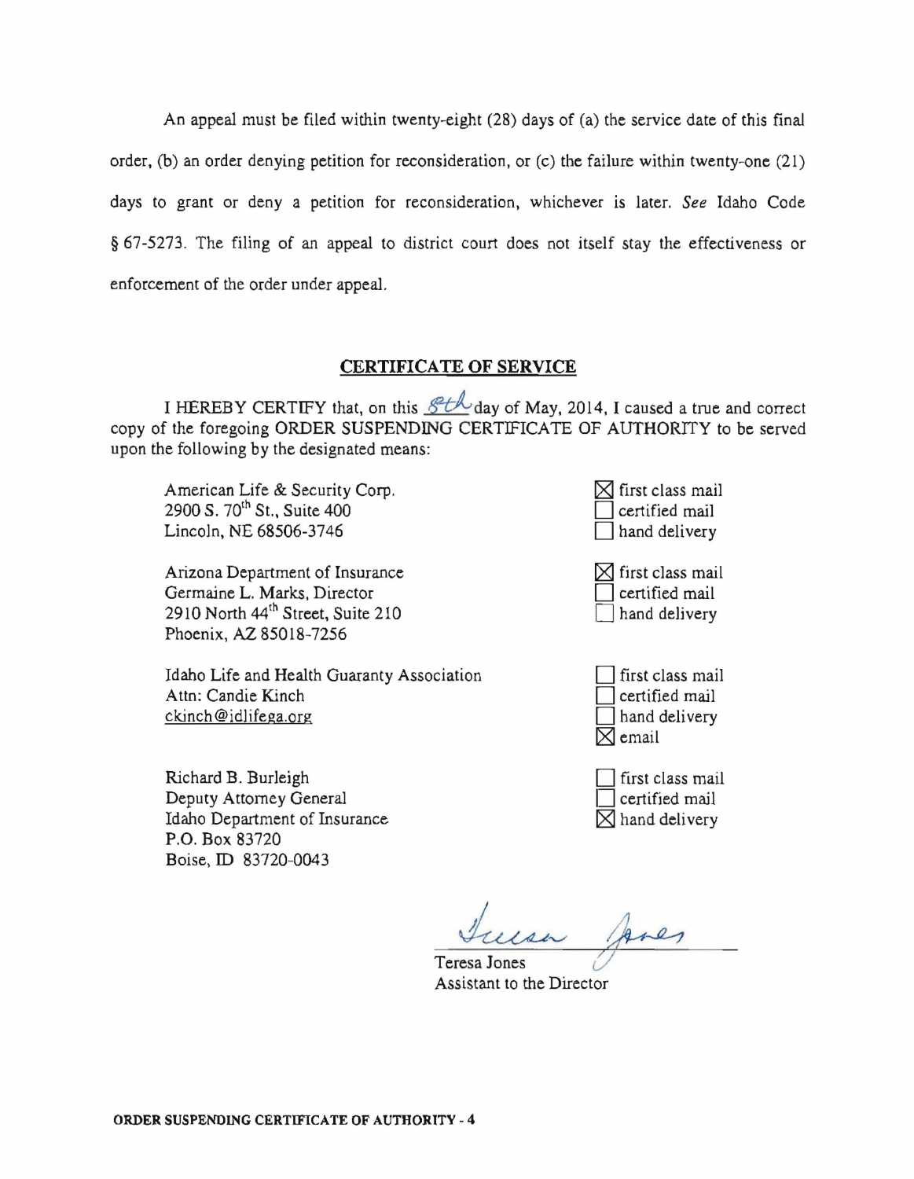An appeal must be filed within twenty-eight (28) days of (a) the service date of this final order, (b) an order denying petition for reconsideration, or (c) the failure within twenty-one (21) days to grant or deny a petition for reconsideration, whichever is later. *See* Idaho Code § 67-5273. The filing of an appeal to district court does not itself stay the effectiveness or enforcement of the order under appeal.

## CERTIFICATE OF SERVICE

I HEREBY CERTIFY that, on this 8th day of May, 2014, I caused a true and correct copy of the foregoing ORDER SUSPENDING CERTIFICATE OF AUTHORITY to be served upon the following by the designated means:

| | |
|---|---|
| American Life & Security Corp.<br>2900 S. 70th St., Suite 400<br>Lincoln, NE 68506-3746 | ☒ first class mail<br>☐ certified mail<br>☐ hand delivery |
| Arizona Department of Insurance<br>Germaine L. Marks, Director<br>2910 North 44th Street, Suite 210<br>Phoenix, AZ 85018-7256 | ☒ first class mail<br>☐ certified mail<br>☐ hand delivery |
| Idaho Life and Health Guaranty Association<br>Attn: Candie Kinch<br>ckinch@idlifega.org | ☐ first class mail<br>☐ certified mail<br>☐ hand delivery<br>☒ email |
| Richard B. Burleigh<br>Deputy Attorney General<br>Idaho Department of Insurance<br>P.O. Box 83720<br>Boise, ID 83720-0043 | ☐ first class mail<br>☐ certified mail<br>☒ hand delivery |

Teresa Jones
Assistant to the Director